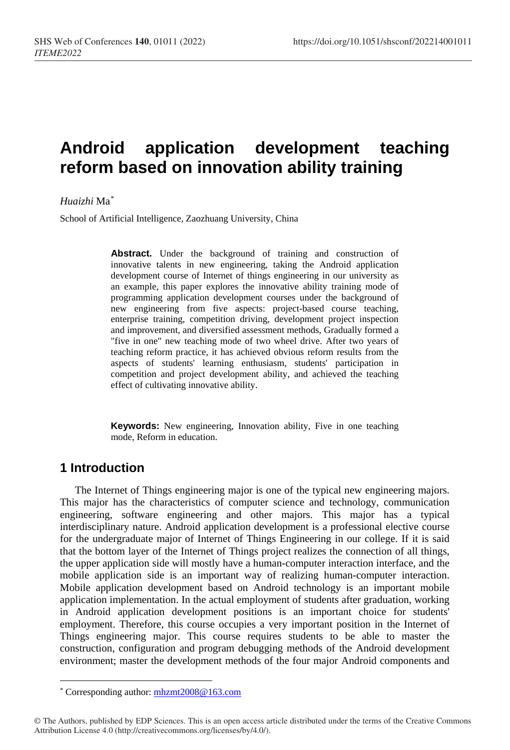# Android application development teaching reform based on innovation ability training

*Huaizhi* Ma[*]

School of Artificial Intelligence, Zaozhuang University, China

**Abstract.** Under the background of training and construction of innovative talents in new engineering, taking the Android application development course of Internet of things engineering in our university as an example, this paper explores the innovative ability training mode of programming application development courses under the background of new engineering from five aspects: project-based course teaching, enterprise training, competition driving, development project inspection and improvement, and diversified assessment methods, Gradually formed a "five in one" new teaching mode of two wheel drive. After two years of teaching reform practice, it has achieved obvious reform results from the aspects of students' learning enthusiasm, students' participation in competition and project development ability, and achieved the teaching effect of cultivating innovative ability.

**Keywords:** New engineering, Innovation ability, Five in one teaching mode, Reform in education.

## 1 Introduction

The Internet of Things engineering major is one of the typical new engineering majors. This major has the characteristics of computer science and technology, communication engineering, software engineering and other majors. This major has a typical interdisciplinary nature. Android application development is a professional elective course for the undergraduate major of Internet of Things Engineering in our college. If it is said that the bottom layer of the Internet of Things project realizes the connection of all things, the upper application side will mostly have a human-computer interaction interface, and the mobile application side is an important way of realizing human-computer interaction. Mobile application development based on Android technology is an important mobile application implementation. In the actual employment of students after graduation, working in Android application development positions is an important choice for students' employment. Therefore, this course occupies a very important position in the Internet of Things engineering major. This course requires students to be able to master the construction, configuration and program debugging methods of the Android development environment; master the development methods of the four major Android components and

[*] Corresponding author: mhzmt2008@163.com

© The Authors, published by EDP Sciences. This is an open access article distributed under the terms of the Creative Commons Attribution License 4.0 (http://creativecommons.org/licenses/by/4.0/).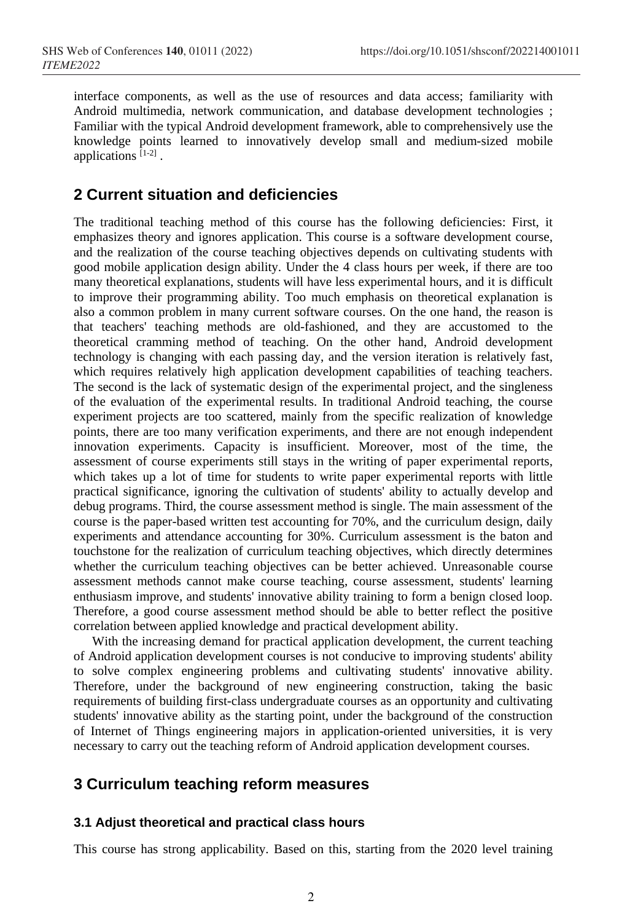interface components, as well as the use of resources and data access; familiarity with Android multimedia, network communication, and database development technologies ; Familiar with the typical Android development framework, able to comprehensively use the knowledge points learned to innovatively develop small and medium-sized mobile applications [1-2] .

## 2 Current situation and deficiencies

The traditional teaching method of this course has the following deficiencies: First, it emphasizes theory and ignores application. This course is a software development course, and the realization of the course teaching objectives depends on cultivating students with good mobile application design ability. Under the 4 class hours per week, if there are too many theoretical explanations, students will have less experimental hours, and it is difficult to improve their programming ability. Too much emphasis on theoretical explanation is also a common problem in many current software courses. On the one hand, the reason is that teachers' teaching methods are old-fashioned, and they are accustomed to the theoretical cramming method of teaching. On the other hand, Android development technology is changing with each passing day, and the version iteration is relatively fast, which requires relatively high application development capabilities of teaching teachers. The second is the lack of systematic design of the experimental project, and the singleness of the evaluation of the experimental results. In traditional Android teaching, the course experiment projects are too scattered, mainly from the specific realization of knowledge points, there are too many verification experiments, and there are not enough independent innovation experiments. Capacity is insufficient. Moreover, most of the time, the assessment of course experiments still stays in the writing of paper experimental reports, which takes up a lot of time for students to write paper experimental reports with little practical significance, ignoring the cultivation of students' ability to actually develop and debug programs. Third, the course assessment method is single. The main assessment of the course is the paper-based written test accounting for 70%, and the curriculum design, daily experiments and attendance accounting for 30%. Curriculum assessment is the baton and touchstone for the realization of curriculum teaching objectives, which directly determines whether the curriculum teaching objectives can be better achieved. Unreasonable course assessment methods cannot make course teaching, course assessment, students' learning enthusiasm improve, and students' innovative ability training to form a benign closed loop. Therefore, a good course assessment method should be able to better reflect the positive correlation between applied knowledge and practical development ability.

With the increasing demand for practical application development, the current teaching of Android application development courses is not conducive to improving students' ability to solve complex engineering problems and cultivating students' innovative ability. Therefore, under the background of new engineering construction, taking the basic requirements of building first-class undergraduate courses as an opportunity and cultivating students' innovative ability as the starting point, under the background of the construction of Internet of Things engineering majors in application-oriented universities, it is very necessary to carry out the teaching reform of Android application development courses.

## 3 Curriculum teaching reform measures

### 3.1 Adjust theoretical and practical class hours

This course has strong applicability. Based on this, starting from the 2020 level training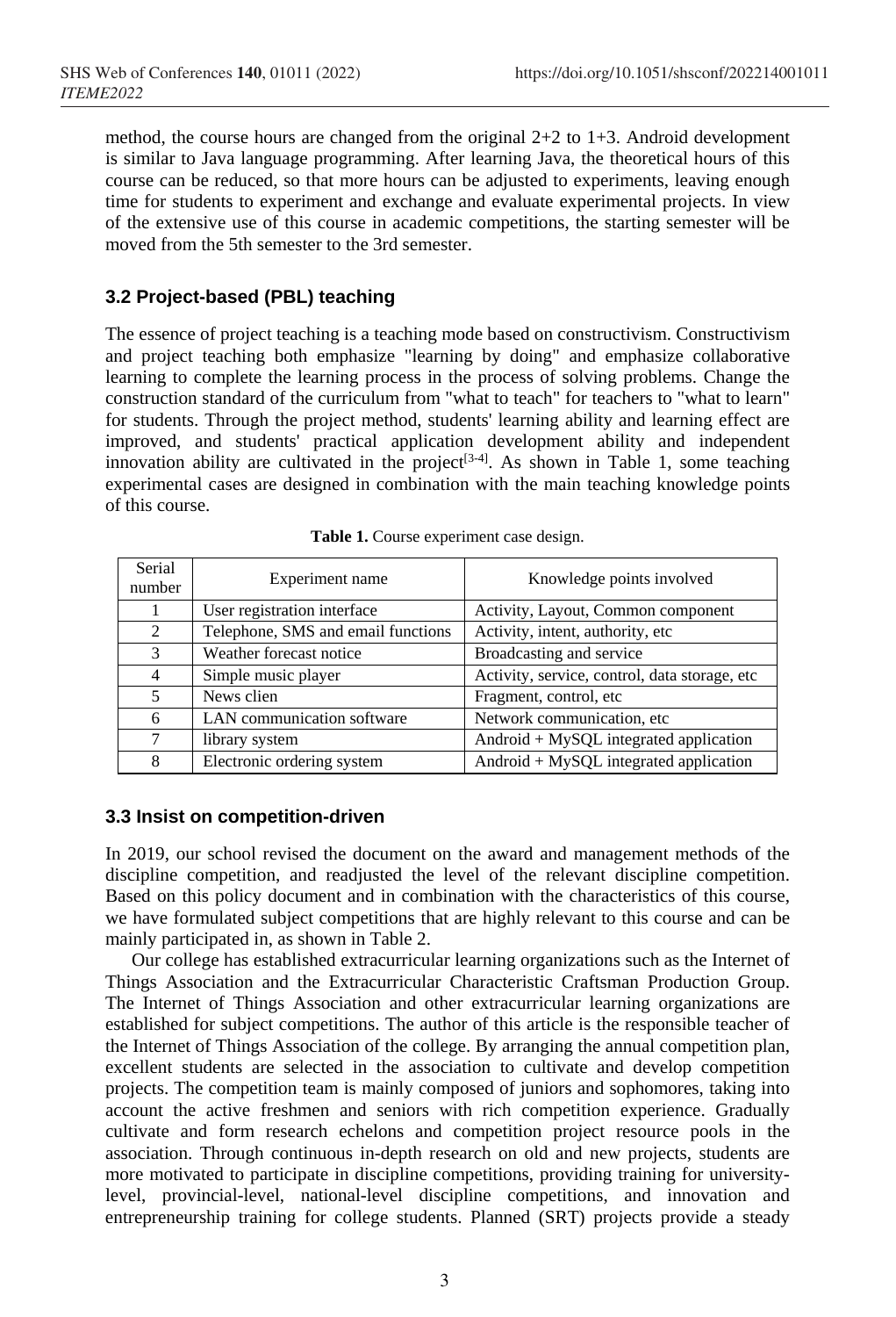method, the course hours are changed from the original 2+2 to 1+3. Android development is similar to Java language programming. After learning Java, the theoretical hours of this course can be reduced, so that more hours can be adjusted to experiments, leaving enough time for students to experiment and exchange and evaluate experimental projects. In view of the extensive use of this course in academic competitions, the starting semester will be moved from the 5th semester to the 3rd semester.

### 3.2 Project-based (PBL) teaching

The essence of project teaching is a teaching mode based on constructivism. Constructivism and project teaching both emphasize "learning by doing" and emphasize collaborative learning to complete the learning process in the process of solving problems. Change the construction standard of the curriculum from "what to teach" for teachers to "what to learn" for students. Through the project method, students' learning ability and learning effect are improved, and students' practical application development ability and independent innovation ability are cultivated in the project[3-4]. As shown in Table 1, some teaching experimental cases are designed in combination with the main teaching knowledge points of this course.

**Table 1.** Course experiment case design.

| Serial number | Experiment name | Knowledge points involved |
|---|---|---|
| 1 | User registration interface | Activity, Layout, Common component |
| 2 | Telephone, SMS and email functions | Activity, intent, authority, etc |
| 3 | Weather forecast notice | Broadcasting and service |
| 4 | Simple music player | Activity, service, control, data storage, etc |
| 5 | News clien | Fragment, control, etc |
| 6 | LAN communication software | Network communication, etc |
| 7 | library system | Android + MySQL integrated application |
| 8 | Electronic ordering system | Android + MySQL integrated application |

### 3.3 Insist on competition-driven

In 2019, our school revised the document on the award and management methods of the discipline competition, and readjusted the level of the relevant discipline competition. Based on this policy document and in combination with the characteristics of this course, we have formulated subject competitions that are highly relevant to this course and can be mainly participated in, as shown in Table 2.

Our college has established extracurricular learning organizations such as the Internet of Things Association and the Extracurricular Characteristic Craftsman Production Group. The Internet of Things Association and other extracurricular learning organizations are established for subject competitions. The author of this article is the responsible teacher of the Internet of Things Association of the college. By arranging the annual competition plan, excellent students are selected in the association to cultivate and develop competition projects. The competition team is mainly composed of juniors and sophomores, taking into account the active freshmen and seniors with rich competition experience. Gradually cultivate and form research echelons and competition project resource pools in the association. Through continuous in-depth research on old and new projects, students are more motivated to participate in discipline competitions, providing training for university-level, provincial-level, national-level discipline competitions, and innovation and entrepreneurship training for college students. Planned (SRT) projects provide a steady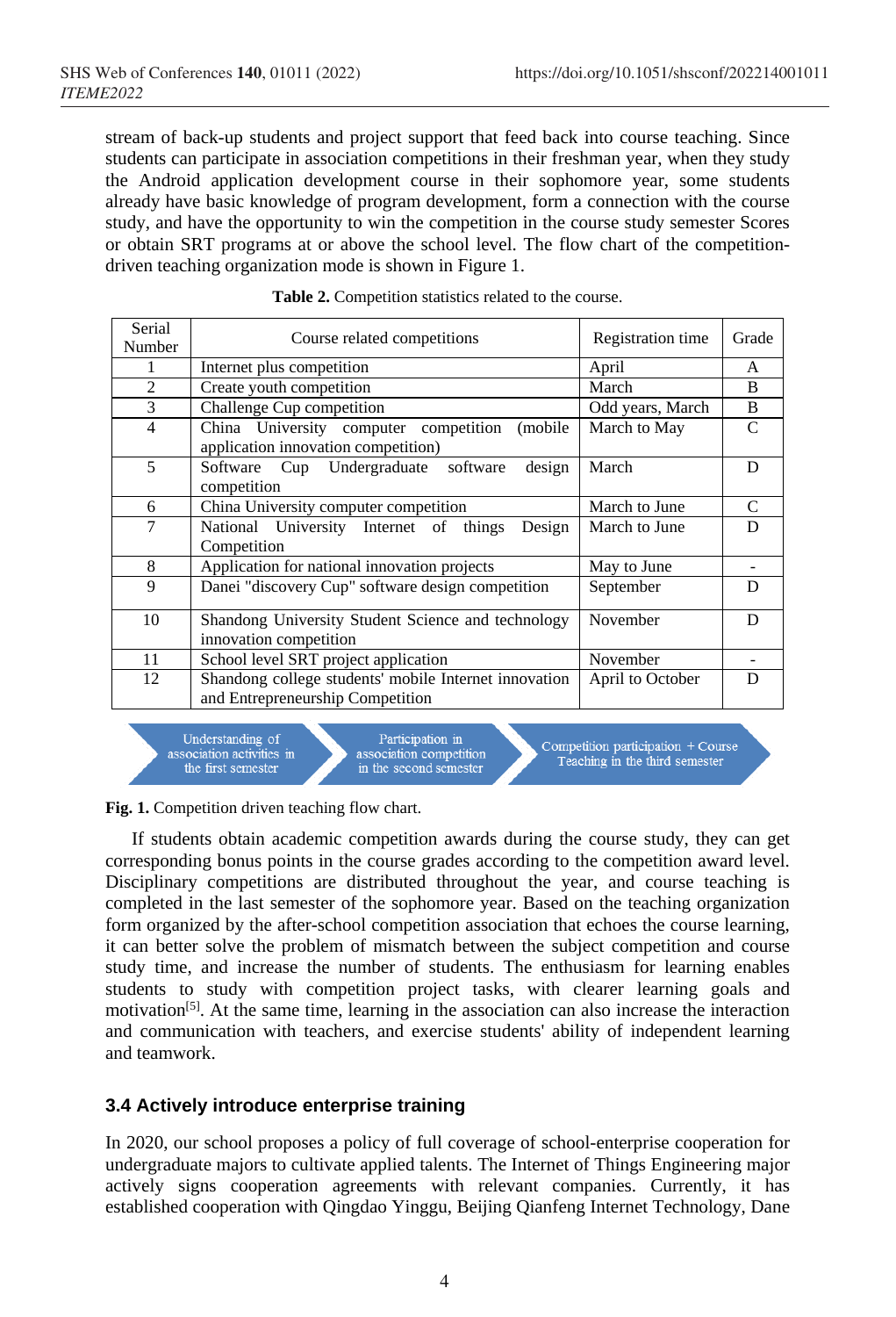stream of back-up students and project support that feed back into course teaching. Since students can participate in association competitions in their freshman year, when they study the Android application development course in their sophomore year, some students already have basic knowledge of program development, form a connection with the course study, and have the opportunity to win the competition in the course study semester Scores or obtain SRT programs at or above the school level. The flow chart of the competition-driven teaching organization mode is shown in Figure 1.

**Table 2.** Competition statistics related to the course.

| Serial Number | Course related competitions | Registration time | Grade |
|---|---|---|---|
| 1 | Internet plus competition | April | A |
| 2 | Create youth competition | March | B |
| 3 | Challenge Cup competition | Odd years, March | B |
| 4 | China University computer competition (mobile application innovation competition) | March to May | C |
| 5 | Software Cup Undergraduate software design competition | March | D |
| 6 | China University computer competition | March to June | C |
| 7 | National University Internet of things Design Competition | March to June | D |
| 8 | Application for national innovation projects | May to June | - |
| 9 | Danei "discovery Cup" software design competition | September | D |
| 10 | Shandong University Student Science and technology innovation competition | November | D |
| 11 | School level SRT project application | November | - |
| 12 | Shandong college students' mobile Internet innovation and Entrepreneurship Competition | April to October | D |

Understanding of association activities in the first semester

Participation in association competition in the second semester

Competition participation + Course Teaching in the third semester

**Fig. 1.** Competition driven teaching flow chart.

If students obtain academic competition awards during the course study, they can get corresponding bonus points in the course grades according to the competition award level. Disciplinary competitions are distributed throughout the year, and course teaching is completed in the last semester of the sophomore year. Based on the teaching organization form organized by the after-school competition association that echoes the course learning, it can better solve the problem of mismatch between the subject competition and course study time, and increase the number of students. The enthusiasm for learning enables students to study with competition project tasks, with clearer learning goals and motivation[5]. At the same time, learning in the association can also increase the interaction and communication with teachers, and exercise students' ability of independent learning and teamwork.

### 3.4 Actively introduce enterprise training

In 2020, our school proposes a policy of full coverage of school-enterprise cooperation for undergraduate majors to cultivate applied talents. The Internet of Things Engineering major actively signs cooperation agreements with relevant companies. Currently, it has established cooperation with Qingdao Yinggu, Beijing Qianfeng Internet Technology, Dane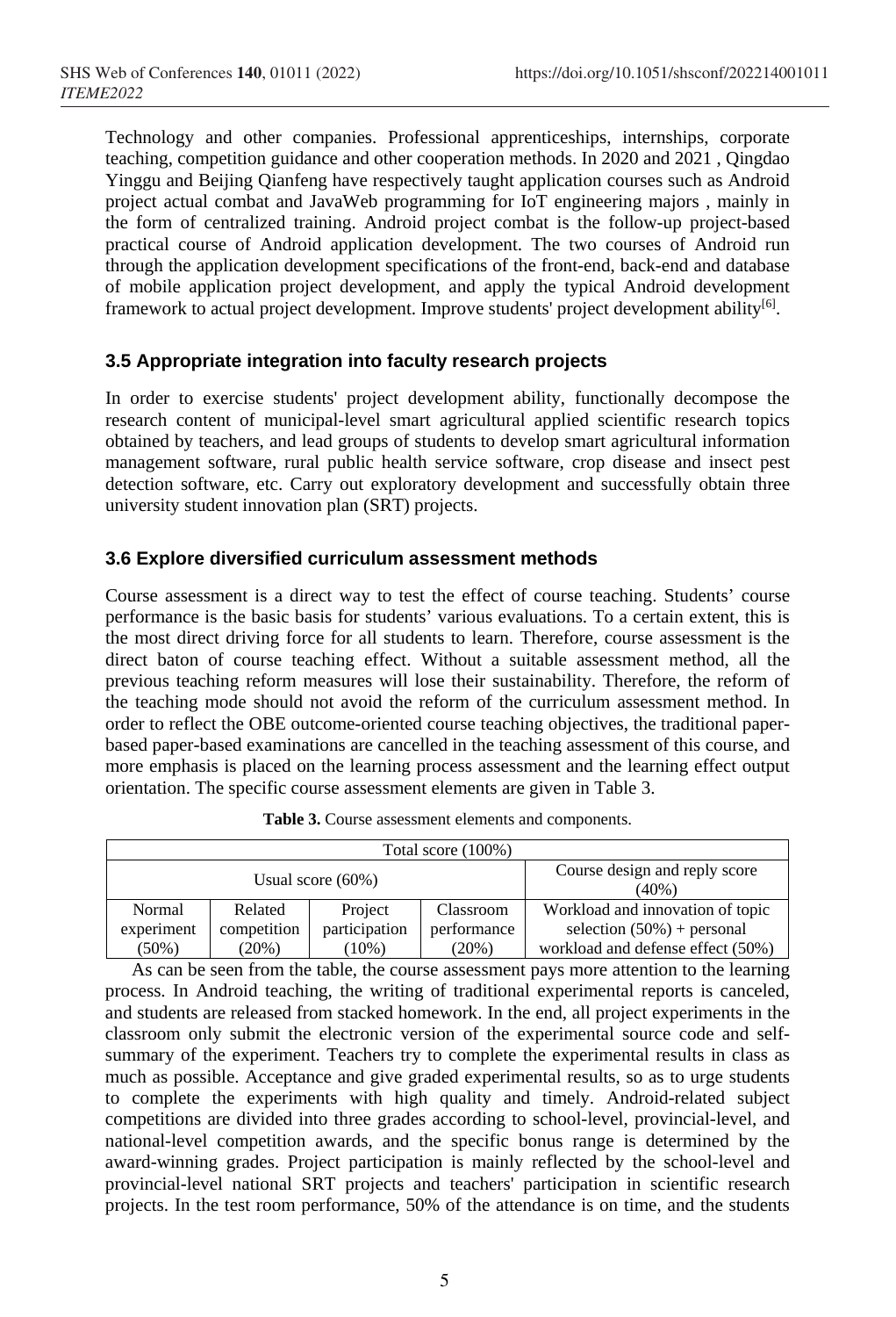Technology and other companies. Professional apprenticeships, internships, corporate teaching, competition guidance and other cooperation methods. In 2020 and 2021 , Qingdao Yinggu and Beijing Qianfeng have respectively taught application courses such as Android project actual combat and JavaWeb programming for IoT engineering majors , mainly in the form of centralized training. Android project combat is the follow-up project-based practical course of Android application development. The two courses of Android run through the application development specifications of the front-end, back-end and database of mobile application project development, and apply the typical Android development framework to actual project development. Improve students' project development ability[6].

### 3.5 Appropriate integration into faculty research projects

In order to exercise students' project development ability, functionally decompose the research content of municipal-level smart agricultural applied scientific research topics obtained by teachers, and lead groups of students to develop smart agricultural information management software, rural public health service software, crop disease and insect pest detection software, etc. Carry out exploratory development and successfully obtain three university student innovation plan (SRT) projects.

### 3.6 Explore diversified curriculum assessment methods

Course assessment is a direct way to test the effect of course teaching. Students' course performance is the basic basis for students' various evaluations. To a certain extent, this is the most direct driving force for all students to learn. Therefore, course assessment is the direct baton of course teaching effect. Without a suitable assessment method, all the previous teaching reform measures will lose their sustainability. Therefore, the reform of the teaching mode should not avoid the reform of the curriculum assessment method. In order to reflect the OBE outcome-oriented course teaching objectives, the traditional paper-based paper-based examinations are cancelled in the teaching assessment of this course, and more emphasis is placed on the learning process assessment and the learning effect output orientation. The specific course assessment elements are given in Table 3.

**Table 3.** Course assessment elements and components.

| Total score (100%) | | | | |
|---|---|---|---|---|
| Usual score (60%) | | | | Course design and reply score (40%) |
| Normal experiment (50%) | Related competition (20%) | Project participation (10%) | Classroom performance (20%) | Workload and innovation of topic selection (50%) + personal workload and defense effect (50%) |

As can be seen from the table, the course assessment pays more attention to the learning process. In Android teaching, the writing of traditional experimental reports is canceled, and students are released from stacked homework. In the end, all project experiments in the classroom only submit the electronic version of the experimental source code and self-summary of the experiment. Teachers try to complete the experimental results in class as much as possible. Acceptance and give graded experimental results, so as to urge students to complete the experiments with high quality and timely. Android-related subject competitions are divided into three grades according to school-level, provincial-level, and national-level competition awards, and the specific bonus range is determined by the award-winning grades. Project participation is mainly reflected by the school-level and provincial-level national SRT projects and teachers' participation in scientific research projects. In the test room performance, 50% of the attendance is on time, and the students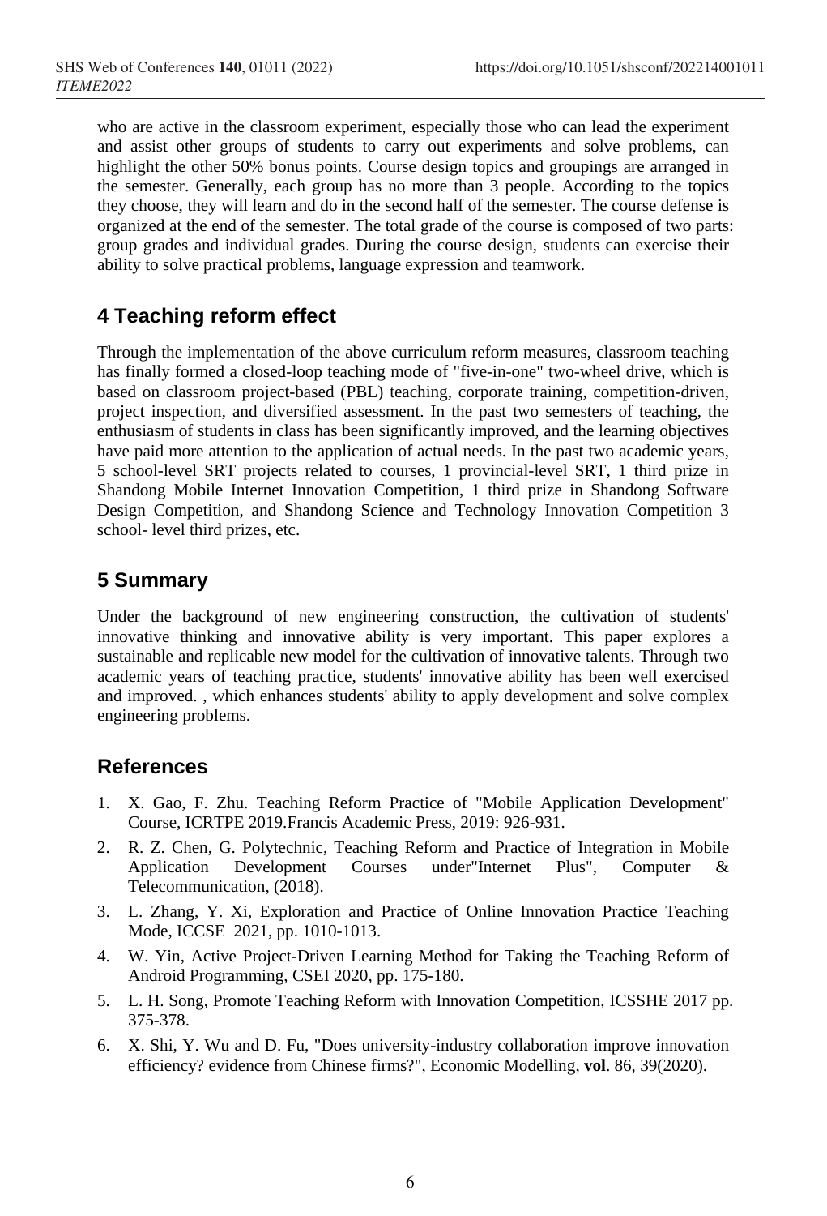who are active in the classroom experiment, especially those who can lead the experiment and assist other groups of students to carry out experiments and solve problems, can highlight the other 50% bonus points. Course design topics and groupings are arranged in the semester. Generally, each group has no more than 3 people. According to the topics they choose, they will learn and do in the second half of the semester. The course defense is organized at the end of the semester. The total grade of the course is composed of two parts: group grades and individual grades. During the course design, students can exercise their ability to solve practical problems, language expression and teamwork.

## 4 Teaching reform effect

Through the implementation of the above curriculum reform measures, classroom teaching has finally formed a closed-loop teaching mode of "five-in-one" two-wheel drive, which is based on classroom project-based (PBL) teaching, corporate training, competition-driven, project inspection, and diversified assessment. In the past two semesters of teaching, the enthusiasm of students in class has been significantly improved, and the learning objectives have paid more attention to the application of actual needs. In the past two academic years, 5 school-level SRT projects related to courses, 1 provincial-level SRT, 1 third prize in Shandong Mobile Internet Innovation Competition, 1 third prize in Shandong Software Design Competition, and Shandong Science and Technology Innovation Competition 3 school- level third prizes, etc.

## 5 Summary

Under the background of new engineering construction, the cultivation of students' innovative thinking and innovative ability is very important. This paper explores a sustainable and replicable new model for the cultivation of innovative talents. Through two academic years of teaching practice, students' innovative ability has been well exercised and improved. , which enhances students' ability to apply development and solve complex engineering problems.

## References

1. X. Gao, F. Zhu. Teaching Reform Practice of "Mobile Application Development" Course, ICRTPE 2019.Francis Academic Press, 2019: 926-931.
2. R. Z. Chen, G. Polytechnic, Teaching Reform and Practice of Integration in Mobile Application Development Courses under"Internet Plus", Computer & Telecommunication, (2018).
3. L. Zhang, Y. Xi, Exploration and Practice of Online Innovation Practice Teaching Mode, ICCSE 2021, pp. 1010-1013.
4. W. Yin, Active Project-Driven Learning Method for Taking the Teaching Reform of Android Programming, CSEI 2020, pp. 175-180.
5. L. H. Song, Promote Teaching Reform with Innovation Competition, ICSSHE 2017 pp. 375-378.
6. X. Shi, Y. Wu and D. Fu, "Does university-industry collaboration improve innovation efficiency? evidence from Chinese firms?", Economic Modelling, **vol**. 86, 39(2020).